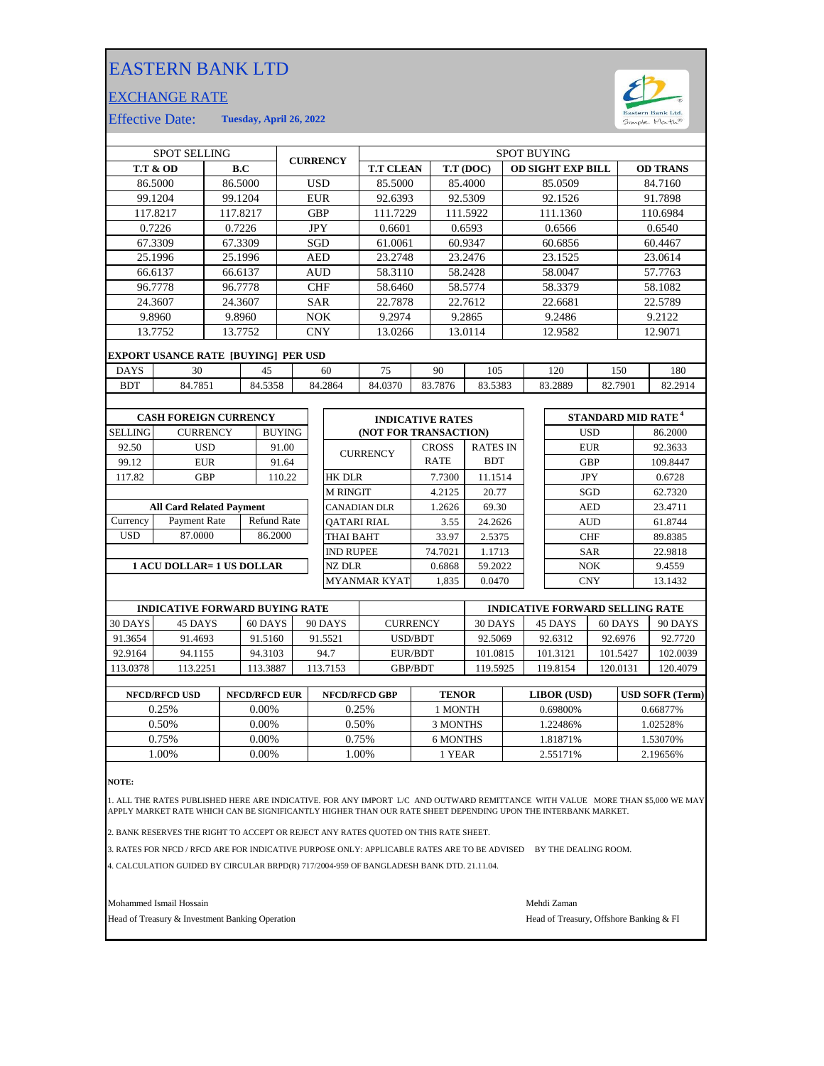# EASTERN BANK LTD

## EXCHANGE RATE

Effective Date: **Tuesday, April 26, 2022**

| SPOT SELLING | | CURRENCY | SPOT BUYING | | | |
|---|---|---|---|---|---|---|
| **T.T & OD** | **B.C** | | **T.T CLEAN** | **T.T (DOC)** | **OD SIGHT EXP BILL** | **OD TRANS** |
| 86.5000 | 86.5000 | USD | 85.5000 | 85.4000 | 85.0509 | 84.7160 |
| 99.1204 | 99.1204 | EUR | 92.6393 | 92.5309 | 92.1526 | 91.7898 |
| 117.8217 | 117.8217 | GBP | 111.7229 | 111.5922 | 111.1360 | 110.6984 |
| 0.7226 | 0.7226 | JPY | 0.6601 | 0.6593 | 0.6566 | 0.6540 |
| 67.3309 | 67.3309 | SGD | 61.0061 | 60.9347 | 60.6856 | 60.4467 |
| 25.1996 | 25.1996 | AED | 23.2748 | 23.2476 | 23.1525 | 23.0614 |
| 66.6137 | 66.6137 | AUD | 58.3110 | 58.2428 | 58.0047 | 57.7763 |
| 96.7778 | 96.7778 | CHF | 58.6460 | 58.5774 | 58.3379 | 58.1082 |
| 24.3607 | 24.3607 | SAR | 22.7878 | 22.7612 | 22.6681 | 22.5789 |
| 9.8960 | 9.8960 | NOK | 9.2974 | 9.2865 | 9.2486 | 9.2122 |
| 13.7752 | 13.7752 | CNY | 13.0266 | 13.0114 | 12.9582 | 12.9071 |

**EXPORT USANCE RATE [BUYING] PER USD**

| DAYS | 30 | 45 | 60 | 75 | 90 | 105 | 120 | 150 | 180 |
|---|---|---|---|---|---|---|---|---|---|
| BDT | 84.7851 | 84.5358 | 84.2864 | 84.0370 | 83.7876 | 83.5383 | 83.2889 | 82.7901 | 82.2914 |

**CASH FOREIGN CURRENCY**

| SELLING | CURRENCY | BUYING |
|---|---|---|
| 92.50 | USD | 91.00 |
| 99.12 | EUR | 91.64 |
| 117.82 | GBP | 110.22 |

**All Card Related Payment**

| Currency | Payment Rate | Refund Rate |
|---|---|---|
| USD | 87.0000 | 86.2000 |

**1 ACU DOLLAR= 1 US DOLLAR**

**INDICATIVE RATES (NOT FOR TRANSACTION)**

| CURRENCY | CROSS RATE | RATES IN BDT |
|---|---|---|
| HK DLR | 7.7300 | 11.1514 |
| M RINGIT | 4.2125 | 20.77 |
| CANADIAN DLR | 1.2626 | 69.30 |
| QATARI RIAL | 3.55 | 24.2626 |
| THAI BAHT | 33.97 | 2.5375 |
| IND RUPEE | 74.7021 | 1.1713 |
| NZ DLR | 0.6868 | 59.2022 |
| MYANMAR KYAT | 1,835 | 0.0470 |

**STANDARD MID RATE [4]**

| Currency | Rate |
|---|---|
| USD | 86.2000 |
| EUR | 92.3633 |
| GBP | 109.8447 |
| JPY | 0.6728 |
| SGD | 62.7320 |
| AED | 23.4711 |
| AUD | 61.8744 |
| CHF | 89.8385 |
| SAR | 22.9818 |
| NOK | 9.4559 |
| CNY | 13.1432 |

| INDICATIVE FORWARD BUYING RATE | | | | | INDICATIVE FORWARD SELLING RATE | | | |
|---|---|---|---|---|---|---|---|---|
| 30 DAYS | 45 DAYS | 60 DAYS | 90 DAYS | CURRENCY | 30 DAYS | 45 DAYS | 60 DAYS | 90 DAYS |
| 91.3654 | 91.4693 | 91.5160 | 91.5521 | USD/BDT | 92.5069 | 92.6312 | 92.6976 | 92.7720 |
| 92.9164 | 94.1155 | 94.3103 | 94.7 | EUR/BDT | 101.0815 | 101.3121 | 101.5427 | 102.0039 |
| 113.0378 | 113.2251 | 113.3887 | 113.7153 | GBP/BDT | 119.5925 | 119.8154 | 120.0131 | 120.4079 |

| NFCD/RFCD USD | NFCD/RFCD EUR | NFCD/RFCD GBP | TENOR | LIBOR (USD) | USD SOFR (Term) |
|---|---|---|---|---|---|
| 0.25% | 0.00% | 0.25% | 1 MONTH | 0.69800% | 0.66877% |
| 0.50% | 0.00% | 0.50% | 3 MONTHS | 1.22486% | 1.02528% |
| 0.75% | 0.00% | 0.75% | 6 MONTHS | 1.81871% | 1.53070% |
| 1.00% | 0.00% | 1.00% | 1 YEAR | 2.55171% | 2.19656% |

**NOTE:**

1. ALL THE RATES PUBLISHED HERE ARE INDICATIVE. FOR ANY IMPORT L/C AND OUTWARD REMITTANCE WITH VALUE MORE THAN $5,000 WE MAY APPLY MARKET RATE WHICH CAN BE SIGNIFICANTLY HIGHER THAN OUR RATE SHEET DEPENDING UPON THE INTERBANK MARKET.

2. BANK RESERVES THE RIGHT TO ACCEPT OR REJECT ANY RATES QUOTED ON THIS RATE SHEET.

3. RATES FOR NFCD / RFCD ARE FOR INDICATIVE PURPOSE ONLY: APPLICABLE RATES ARE TO BE ADVISED BY THE DEALING ROOM.

4. CALCULATION GUIDED BY CIRCULAR BRPD(R) 717/2004-959 OF BANGLADESH BANK DTD. 21.11.04.

Mohammed Ismail Hossain
Head of Treasury & Investment Banking Operation

Mehdi Zaman
Head of Treasury, Offshore Banking & FI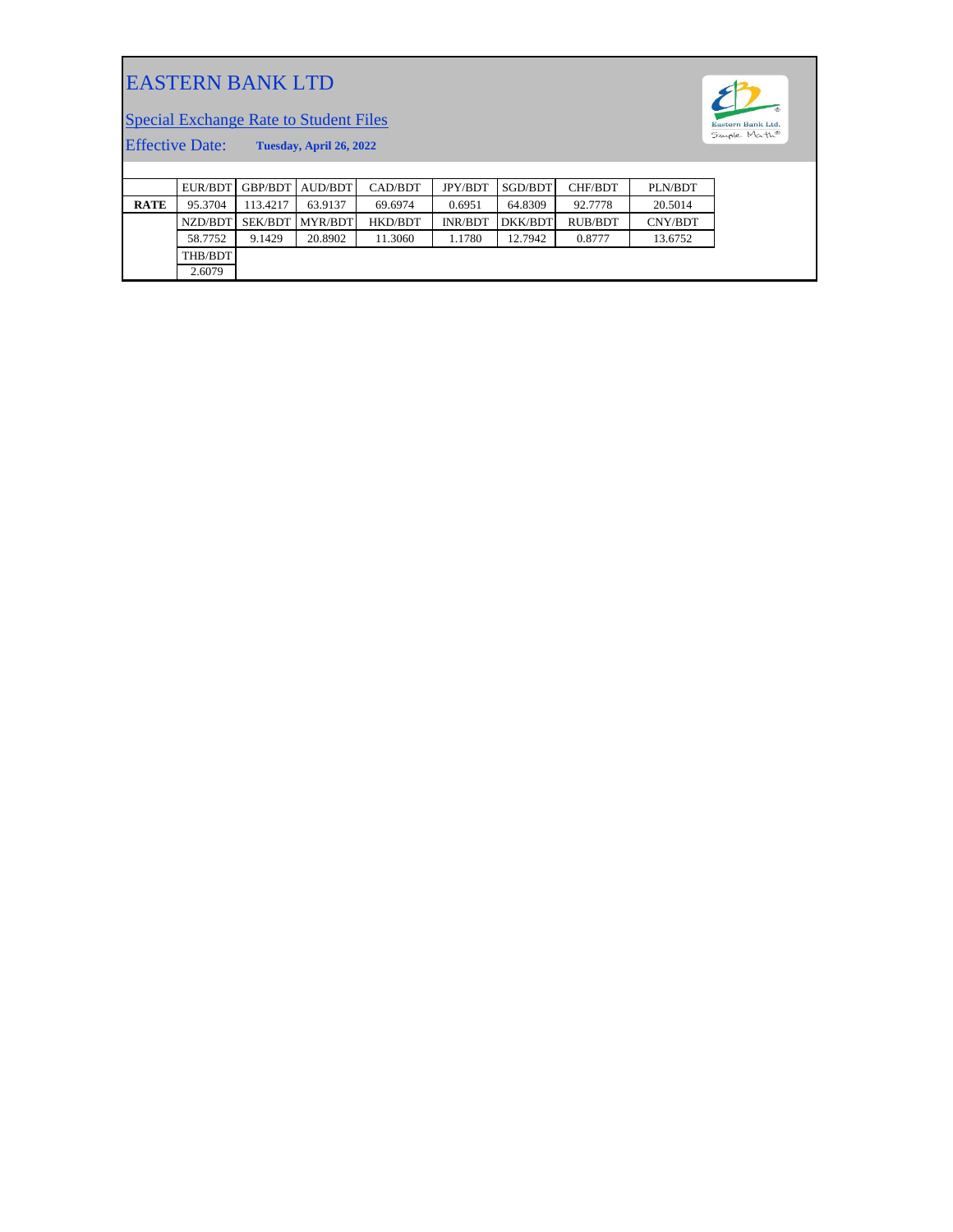# EASTERN BANK LTD

Special Exchange Rate to Student Files

Effective Date: **Tuesday, April 26, 2022**

| | | | | | | | | |
|---|---|---|---|---|---|---|---|---|
| | EUR/BDT | GBP/BDT | AUD/BDT | CAD/BDT | JPY/BDT | SGD/BDT | CHF/BDT | PLN/BDT |
| **RATE** | 95.3704 | 113.4217 | 63.9137 | 69.6974 | 0.6951 | 64.8309 | 92.7778 | 20.5014 |
| | NZD/BDT | SEK/BDT | MYR/BDT | HKD/BDT | INR/BDT | DKK/BDT | RUB/BDT | CNY/BDT |
| | 58.7752 | 9.1429 | 20.8902 | 11.3060 | 1.1780 | 12.7942 | 0.8777 | 13.6752 |
| | THB/BDT | | | | | | | |
| | 2.6079 | | | | | | | |